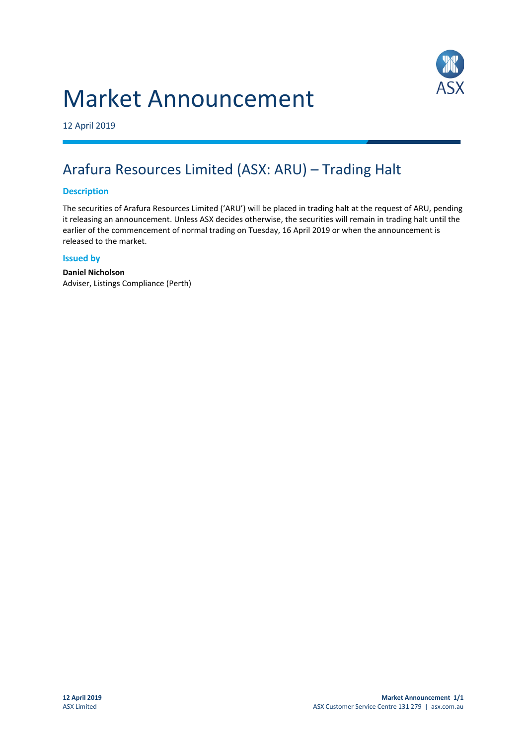# Market Announcement

12 April 2019

## Arafura Resources Limited (ASX: ARU) – Trading Halt

### Description

The securities of Arafura Resources Limited ('ARU') will be placed in trading halt at the request of ARU, pending it releasing an announcement. Unless ASX decides otherwise, the securities will remain in trading halt until the earlier of the commencement of normal trading on Tuesday, 16 April 2019 or when the announcement is released to the market.

### Issued by

**Daniel Nicholson**
Adviser, Listings Compliance (Perth)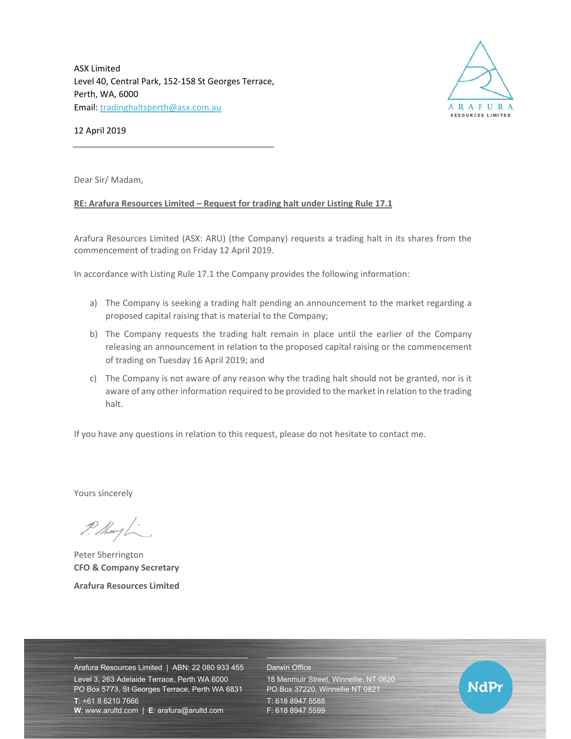ASX Limited
Level 40, Central Park, 152-158 St Georges Terrace,
Perth, WA, 6000
Email: tradinghaltsperth@asx.com.au

ARAFURA RESOURCES LIMITED

12 April 2019

Dear Sir/ Madam,

**RE: Arafura Resources Limited – Request for trading halt under Listing Rule 17.1**

Arafura Resources Limited (ASX: ARU) (the Company) requests a trading halt in its shares from the commencement of trading on Friday 12 April 2019.

In accordance with Listing Rule 17.1 the Company provides the following information:

a) The Company is seeking a trading halt pending an announcement to the market regarding a proposed capital raising that is material to the Company;

b) The Company requests the trading halt remain in place until the earlier of the Company releasing an announcement in relation to the proposed capital raising or the commencement of trading on Tuesday 16 April 2019; and

c) The Company is not aware of any reason why the trading halt should not be granted, nor is it aware of any other information required to be provided to the market in relation to the trading halt.

If you have any questions in relation to this request, please do not hesitate to contact me.

Yours sincerely

Peter Sherrington
**CFO & Company Secretary**

**Arafura Resources Limited**

Arafura Resources Limited | ABN: 22 080 933 455
Level 3, 263 Adelaide Terrace, Perth WA 6000
PO Box 5773, St Georges Terrace, Perth WA 6831
**T**: +61 8 6210 7666
**W**: www.arultd.com | **E**: arafura@arultd.com

Darwin Office
18 Menmuir Street, Winnellie, NT 0820
PO Box 37220, Winnellie NT 0821
T: 618 8947 5588
F: 618 8947 5599

NdPr